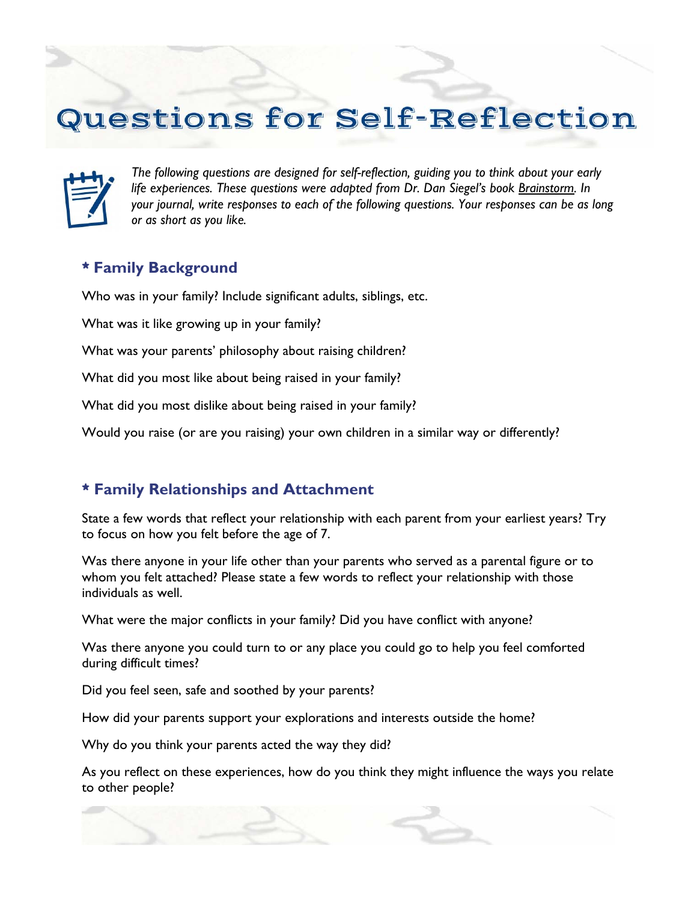# Questions for Self-Reflection

*The following questions are designed for self-reflection, guiding you to think about your early life experiences. These questions were adapted from Dr. Dan Siegel's book Brainstorm. In your journal, write responses to each of the following questions. Your responses can be as long or as short as you like.*

## * Family Background

Who was in your family? Include significant adults, siblings, etc.

What was it like growing up in your family?

What was your parents' philosophy about raising children?

What did you most like about being raised in your family?

What did you most dislike about being raised in your family?

Would you raise (or are you raising) your own children in a similar way or differently?

## * Family Relationships and Attachment

State a few words that reflect your relationship with each parent from your earliest years? Try to focus on how you felt before the age of 7.

Was there anyone in your life other than your parents who served as a parental figure or to whom you felt attached? Please state a few words to reflect your relationship with those individuals as well.

What were the major conflicts in your family? Did you have conflict with anyone?

Was there anyone you could turn to or any place you could go to help you feel comforted during difficult times?

Did you feel seen, safe and soothed by your parents?

How did your parents support your explorations and interests outside the home?

Why do you think your parents acted the way they did?

As you reflect on these experiences, how do you think they might influence the ways you relate to other people?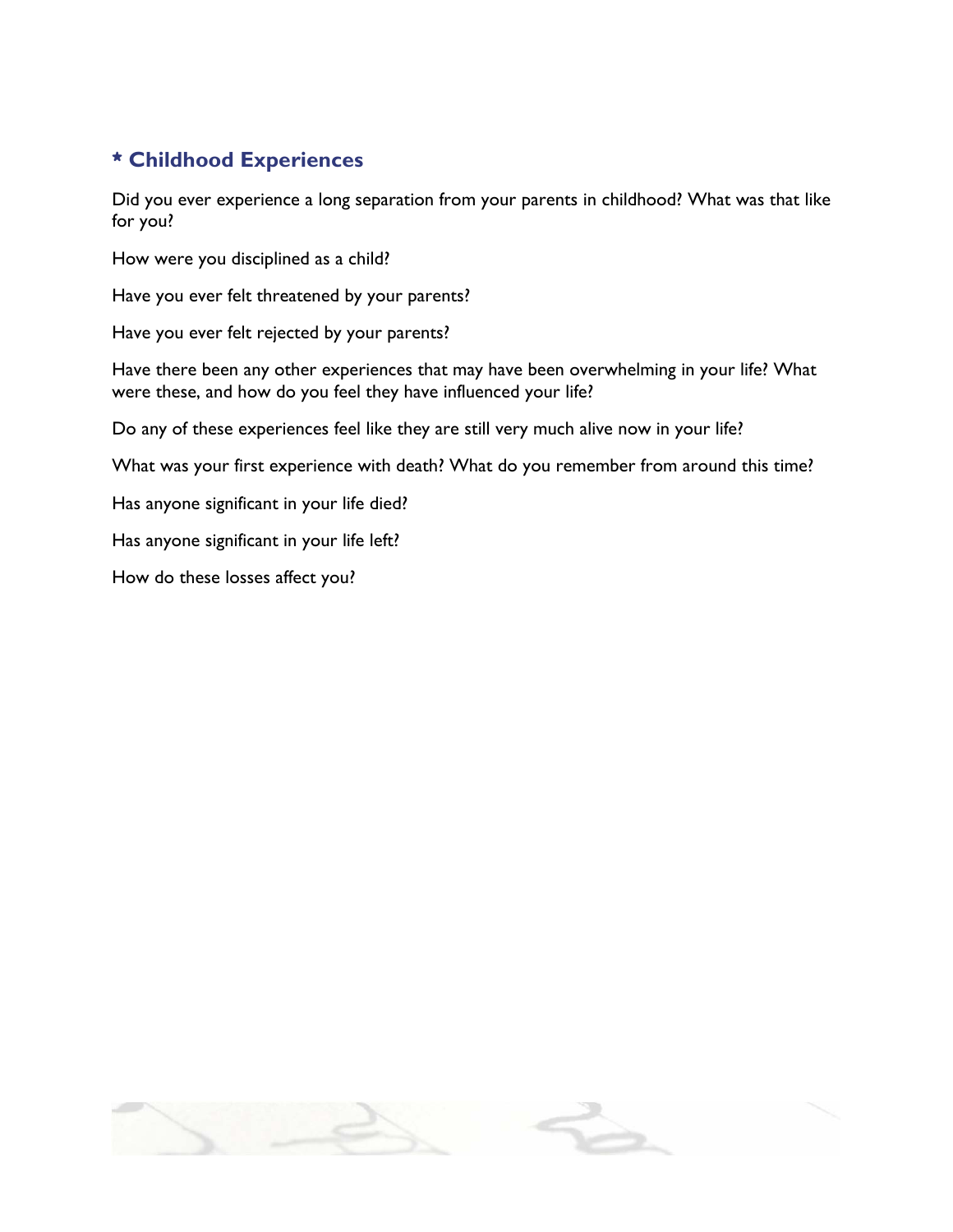## * Childhood Experiences

Did you ever experience a long separation from your parents in childhood? What was that like for you?

How were you disciplined as a child?

Have you ever felt threatened by your parents?

Have you ever felt rejected by your parents?

Have there been any other experiences that may have been overwhelming in your life? What were these, and how do you feel they have influenced your life?

Do any of these experiences feel like they are still very much alive now in your life?

What was your first experience with death? What do you remember from around this time?

Has anyone significant in your life died?

Has anyone significant in your life left?

How do these losses affect you?